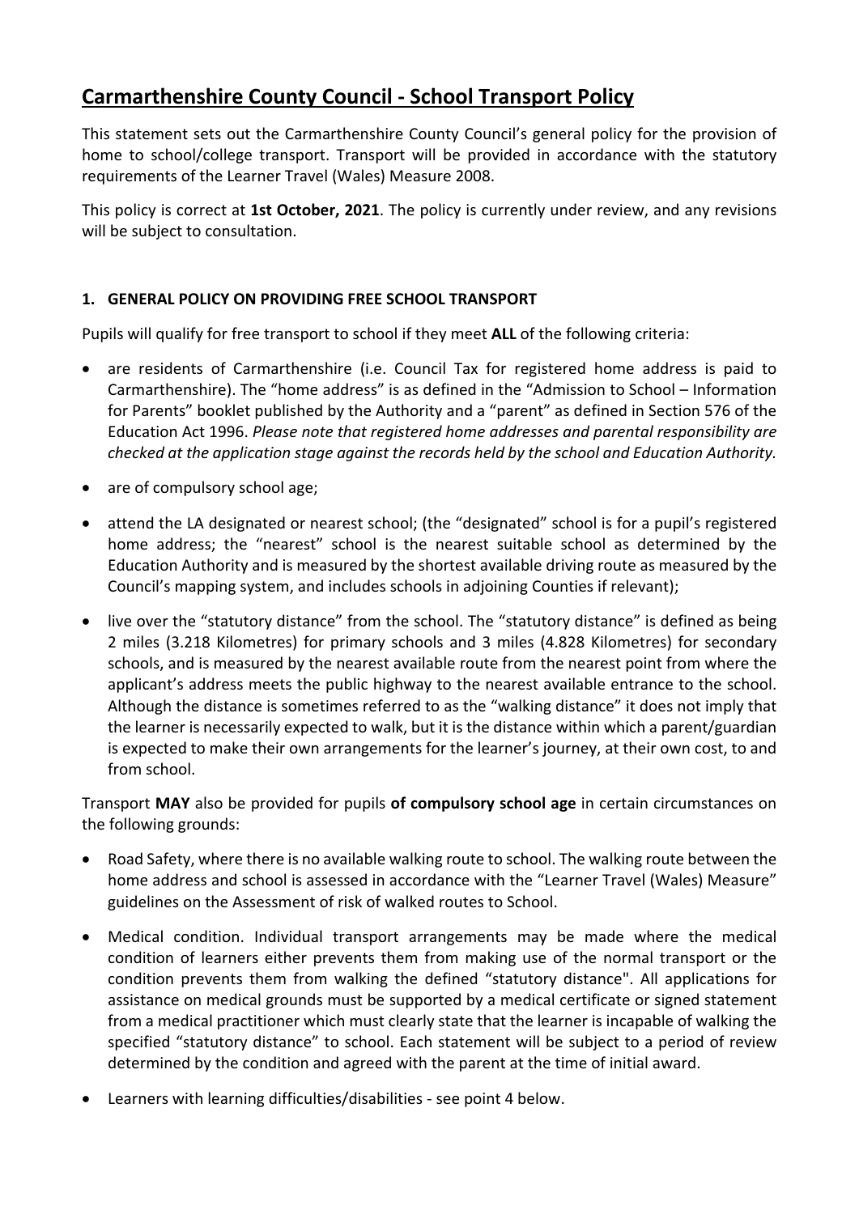# Carmarthenshire County Council - School Transport Policy

This statement sets out the Carmarthenshire County Council's general policy for the provision of home to school/college transport. Transport will be provided in accordance with the statutory requirements of the Learner Travel (Wales) Measure 2008.

This policy is correct at **1st October, 2021**. The policy is currently under review, and any revisions will be subject to consultation.

## 1. GENERAL POLICY ON PROVIDING FREE SCHOOL TRANSPORT

Pupils will qualify for free transport to school if they meet **ALL** of the following criteria:

- are residents of Carmarthenshire (i.e. Council Tax for registered home address is paid to Carmarthenshire). The "home address" is as defined in the "Admission to School – Information for Parents" booklet published by the Authority and a "parent" as defined in Section 576 of the Education Act 1996. *Please note that registered home addresses and parental responsibility are checked at the application stage against the records held by the school and Education Authority.*
- are of compulsory school age;
- attend the LA designated or nearest school; (the "designated" school is for a pupil's registered home address; the "nearest" school is the nearest suitable school as determined by the Education Authority and is measured by the shortest available driving route as measured by the Council's mapping system, and includes schools in adjoining Counties if relevant);
- live over the "statutory distance" from the school. The "statutory distance" is defined as being 2 miles (3.218 Kilometres) for primary schools and 3 miles (4.828 Kilometres) for secondary schools, and is measured by the nearest available route from the nearest point from where the applicant's address meets the public highway to the nearest available entrance to the school. Although the distance is sometimes referred to as the "walking distance" it does not imply that the learner is necessarily expected to walk, but it is the distance within which a parent/guardian is expected to make their own arrangements for the learner's journey, at their own cost, to and from school.

Transport **MAY** also be provided for pupils **of compulsory school age** in certain circumstances on the following grounds:

- Road Safety, where there is no available walking route to school. The walking route between the home address and school is assessed in accordance with the "Learner Travel (Wales) Measure" guidelines on the Assessment of risk of walked routes to School.
- Medical condition. Individual transport arrangements may be made where the medical condition of learners either prevents them from making use of the normal transport or the condition prevents them from walking the defined "statutory distance". All applications for assistance on medical grounds must be supported by a medical certificate or signed statement from a medical practitioner which must clearly state that the learner is incapable of walking the specified "statutory distance" to school. Each statement will be subject to a period of review determined by the condition and agreed with the parent at the time of initial award.
- Learners with learning difficulties/disabilities - see point 4 below.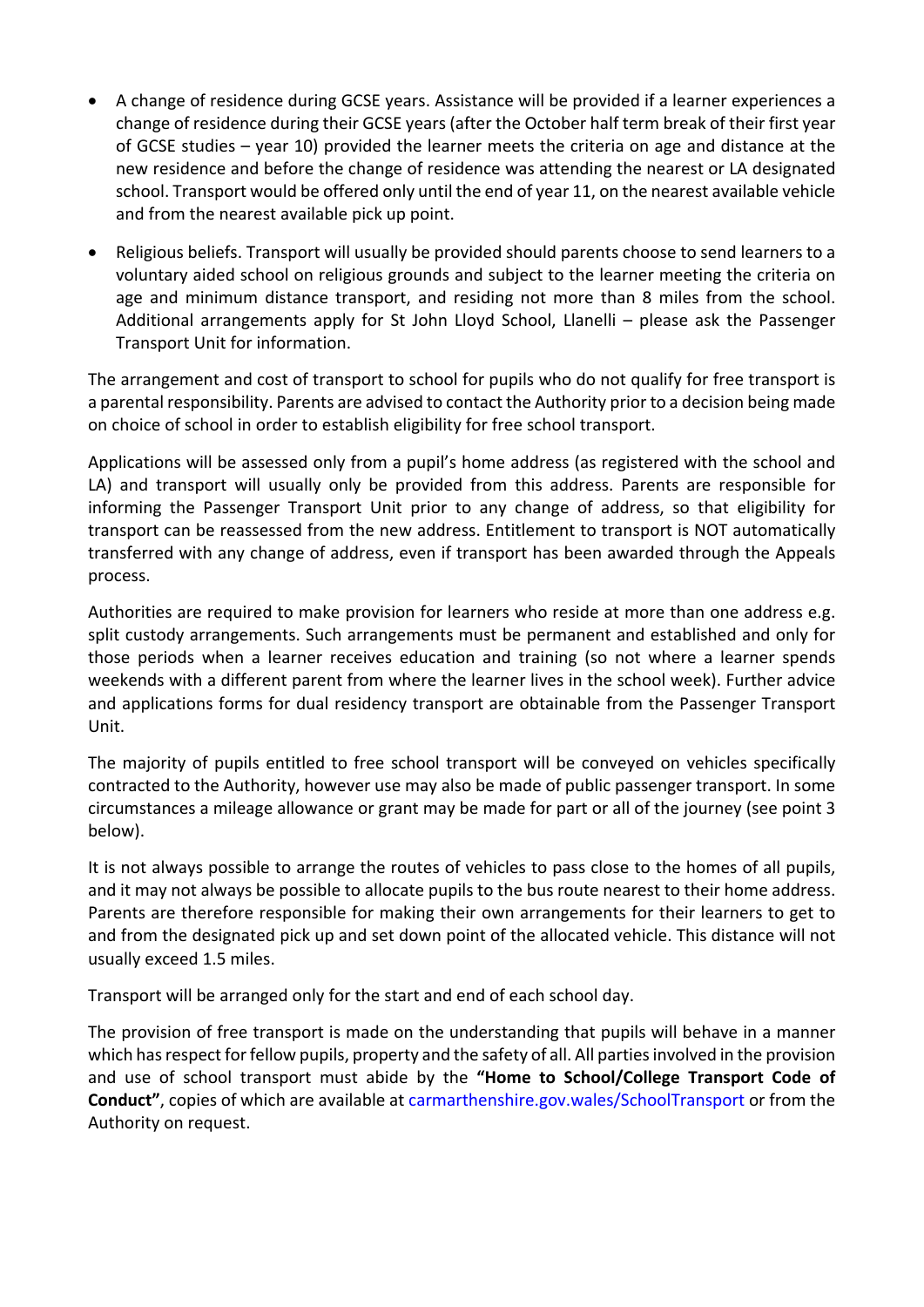- A change of residence during GCSE years. Assistance will be provided if a learner experiences a change of residence during their GCSE years (after the October half term break of their first year of GCSE studies – year 10) provided the learner meets the criteria on age and distance at the new residence and before the change of residence was attending the nearest or LA designated school. Transport would be offered only until the end of year 11, on the nearest available vehicle and from the nearest available pick up point.

- Religious beliefs. Transport will usually be provided should parents choose to send learners to a voluntary aided school on religious grounds and subject to the learner meeting the criteria on age and minimum distance transport, and residing not more than 8 miles from the school. Additional arrangements apply for St John Lloyd School, Llanelli – please ask the Passenger Transport Unit for information.

The arrangement and cost of transport to school for pupils who do not qualify for free transport is a parental responsibility. Parents are advised to contact the Authority prior to a decision being made on choice of school in order to establish eligibility for free school transport.

Applications will be assessed only from a pupil's home address (as registered with the school and LA) and transport will usually only be provided from this address. Parents are responsible for informing the Passenger Transport Unit prior to any change of address, so that eligibility for transport can be reassessed from the new address. Entitlement to transport is NOT automatically transferred with any change of address, even if transport has been awarded through the Appeals process.

Authorities are required to make provision for learners who reside at more than one address e.g. split custody arrangements. Such arrangements must be permanent and established and only for those periods when a learner receives education and training (so not where a learner spends weekends with a different parent from where the learner lives in the school week). Further advice and applications forms for dual residency transport are obtainable from the Passenger Transport Unit.

The majority of pupils entitled to free school transport will be conveyed on vehicles specifically contracted to the Authority, however use may also be made of public passenger transport. In some circumstances a mileage allowance or grant may be made for part or all of the journey (see point 3 below).

It is not always possible to arrange the routes of vehicles to pass close to the homes of all pupils, and it may not always be possible to allocate pupils to the bus route nearest to their home address. Parents are therefore responsible for making their own arrangements for their learners to get to and from the designated pick up and set down point of the allocated vehicle. This distance will not usually exceed 1.5 miles.

Transport will be arranged only for the start and end of each school day.

The provision of free transport is made on the understanding that pupils will behave in a manner which has respect for fellow pupils, property and the safety of all. All parties involved in the provision and use of school transport must abide by the **"Home to School/College Transport Code of Conduct"**, copies of which are available at carmarthenshire.gov.wales/SchoolTransport or from the Authority on request.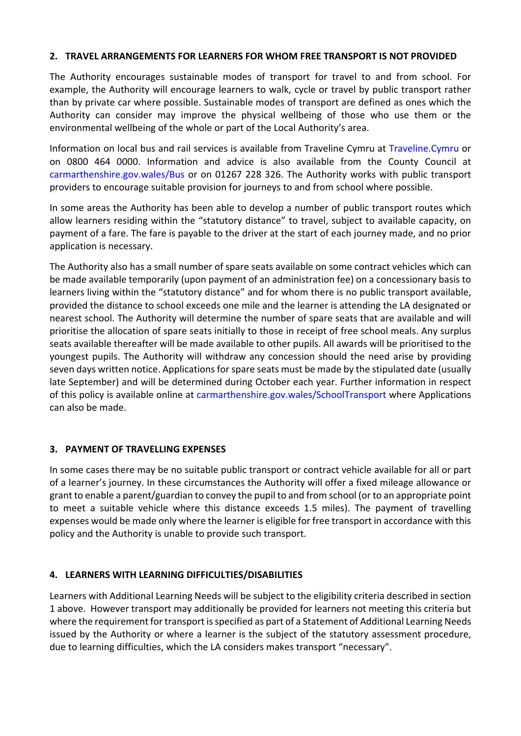## 2. TRAVEL ARRANGEMENTS FOR LEARNERS FOR WHOM FREE TRANSPORT IS NOT PROVIDED

The Authority encourages sustainable modes of transport for travel to and from school. For example, the Authority will encourage learners to walk, cycle or travel by public transport rather than by private car where possible. Sustainable modes of transport are defined as ones which the Authority can consider may improve the physical wellbeing of those who use them or the environmental wellbeing of the whole or part of the Local Authority's area.

Information on local bus and rail services is available from Traveline Cymru at Traveline.Cymru or on 0800 464 0000. Information and advice is also available from the County Council at carmarthenshire.gov.wales/Bus or on 01267 228 326. The Authority works with public transport providers to encourage suitable provision for journeys to and from school where possible.

In some areas the Authority has been able to develop a number of public transport routes which allow learners residing within the "statutory distance" to travel, subject to available capacity, on payment of a fare. The fare is payable to the driver at the start of each journey made, and no prior application is necessary.

The Authority also has a small number of spare seats available on some contract vehicles which can be made available temporarily (upon payment of an administration fee) on a concessionary basis to learners living within the "statutory distance" and for whom there is no public transport available, provided the distance to school exceeds one mile and the learner is attending the LA designated or nearest school. The Authority will determine the number of spare seats that are available and will prioritise the allocation of spare seats initially to those in receipt of free school meals. Any surplus seats available thereafter will be made available to other pupils. All awards will be prioritised to the youngest pupils. The Authority will withdraw any concession should the need arise by providing seven days written notice. Applications for spare seats must be made by the stipulated date (usually late September) and will be determined during October each year. Further information in respect of this policy is available online at carmarthenshire.gov.wales/SchoolTransport where Applications can also be made.

## 3. PAYMENT OF TRAVELLING EXPENSES

In some cases there may be no suitable public transport or contract vehicle available for all or part of a learner's journey. In these circumstances the Authority will offer a fixed mileage allowance or grant to enable a parent/guardian to convey the pupil to and from school (or to an appropriate point to meet a suitable vehicle where this distance exceeds 1.5 miles). The payment of travelling expenses would be made only where the learner is eligible for free transport in accordance with this policy and the Authority is unable to provide such transport.

## 4. LEARNERS WITH LEARNING DIFFICULTIES/DISABILITIES

Learners with Additional Learning Needs will be subject to the eligibility criteria described in section 1 above. However transport may additionally be provided for learners not meeting this criteria but where the requirement for transport is specified as part of a Statement of Additional Learning Needs issued by the Authority or where a learner is the subject of the statutory assessment procedure, due to learning difficulties, which the LA considers makes transport "necessary".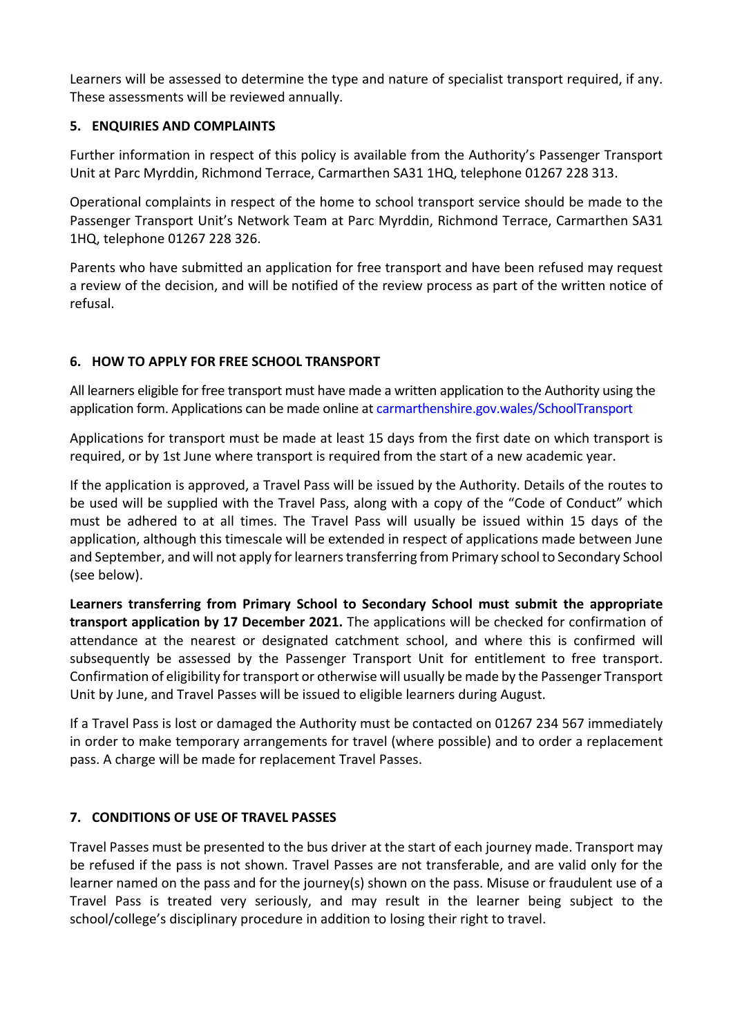Learners will be assessed to determine the type and nature of specialist transport required, if any. These assessments will be reviewed annually.

## 5. ENQUIRIES AND COMPLAINTS

Further information in respect of this policy is available from the Authority's Passenger Transport Unit at Parc Myrddin, Richmond Terrace, Carmarthen SA31 1HQ, telephone 01267 228 313.

Operational complaints in respect of the home to school transport service should be made to the Passenger Transport Unit's Network Team at Parc Myrddin, Richmond Terrace, Carmarthen SA31 1HQ, telephone 01267 228 326.

Parents who have submitted an application for free transport and have been refused may request a review of the decision, and will be notified of the review process as part of the written notice of refusal.

## 6. HOW TO APPLY FOR FREE SCHOOL TRANSPORT

All learners eligible for free transport must have made a written application to the Authority using the application form. Applications can be made online at carmarthenshire.gov.wales/SchoolTransport

Applications for transport must be made at least 15 days from the first date on which transport is required, or by 1st June where transport is required from the start of a new academic year.

If the application is approved, a Travel Pass will be issued by the Authority. Details of the routes to be used will be supplied with the Travel Pass, along with a copy of the "Code of Conduct" which must be adhered to at all times. The Travel Pass will usually be issued within 15 days of the application, although this timescale will be extended in respect of applications made between June and September, and will not apply for learners transferring from Primary school to Secondary School (see below).

**Learners transferring from Primary School to Secondary School must submit the appropriate transport application by 17 December 2021.** The applications will be checked for confirmation of attendance at the nearest or designated catchment school, and where this is confirmed will subsequently be assessed by the Passenger Transport Unit for entitlement to free transport. Confirmation of eligibility for transport or otherwise will usually be made by the Passenger Transport Unit by June, and Travel Passes will be issued to eligible learners during August.

If a Travel Pass is lost or damaged the Authority must be contacted on 01267 234 567 immediately in order to make temporary arrangements for travel (where possible) and to order a replacement pass. A charge will be made for replacement Travel Passes.

## 7. CONDITIONS OF USE OF TRAVEL PASSES

Travel Passes must be presented to the bus driver at the start of each journey made. Transport may be refused if the pass is not shown. Travel Passes are not transferable, and are valid only for the learner named on the pass and for the journey(s) shown on the pass. Misuse or fraudulent use of a Travel Pass is treated very seriously, and may result in the learner being subject to the school/college's disciplinary procedure in addition to losing their right to travel.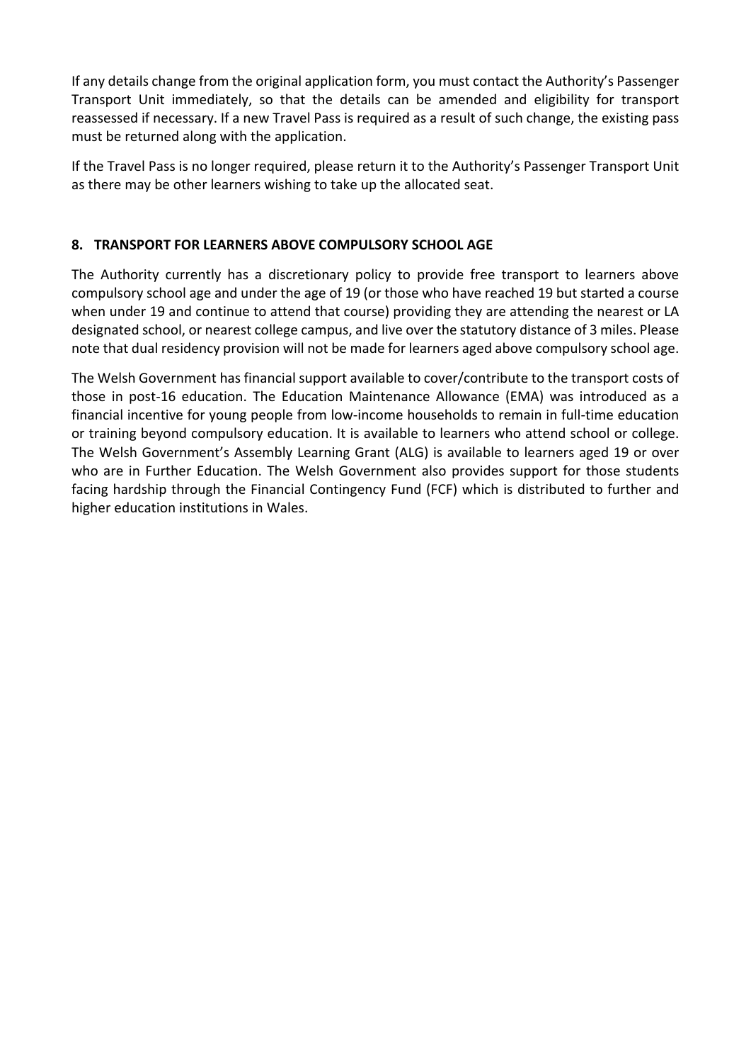If any details change from the original application form, you must contact the Authority's Passenger Transport Unit immediately, so that the details can be amended and eligibility for transport reassessed if necessary. If a new Travel Pass is required as a result of such change, the existing pass must be returned along with the application.

If the Travel Pass is no longer required, please return it to the Authority's Passenger Transport Unit as there may be other learners wishing to take up the allocated seat.

## 8. TRANSPORT FOR LEARNERS ABOVE COMPULSORY SCHOOL AGE

The Authority currently has a discretionary policy to provide free transport to learners above compulsory school age and under the age of 19 (or those who have reached 19 but started a course when under 19 and continue to attend that course) providing they are attending the nearest or LA designated school, or nearest college campus, and live over the statutory distance of 3 miles. Please note that dual residency provision will not be made for learners aged above compulsory school age.

The Welsh Government has financial support available to cover/contribute to the transport costs of those in post-16 education. The Education Maintenance Allowance (EMA) was introduced as a financial incentive for young people from low-income households to remain in full-time education or training beyond compulsory education. It is available to learners who attend school or college. The Welsh Government's Assembly Learning Grant (ALG) is available to learners aged 19 or over who are in Further Education. The Welsh Government also provides support for those students facing hardship through the Financial Contingency Fund (FCF) which is distributed to further and higher education institutions in Wales.